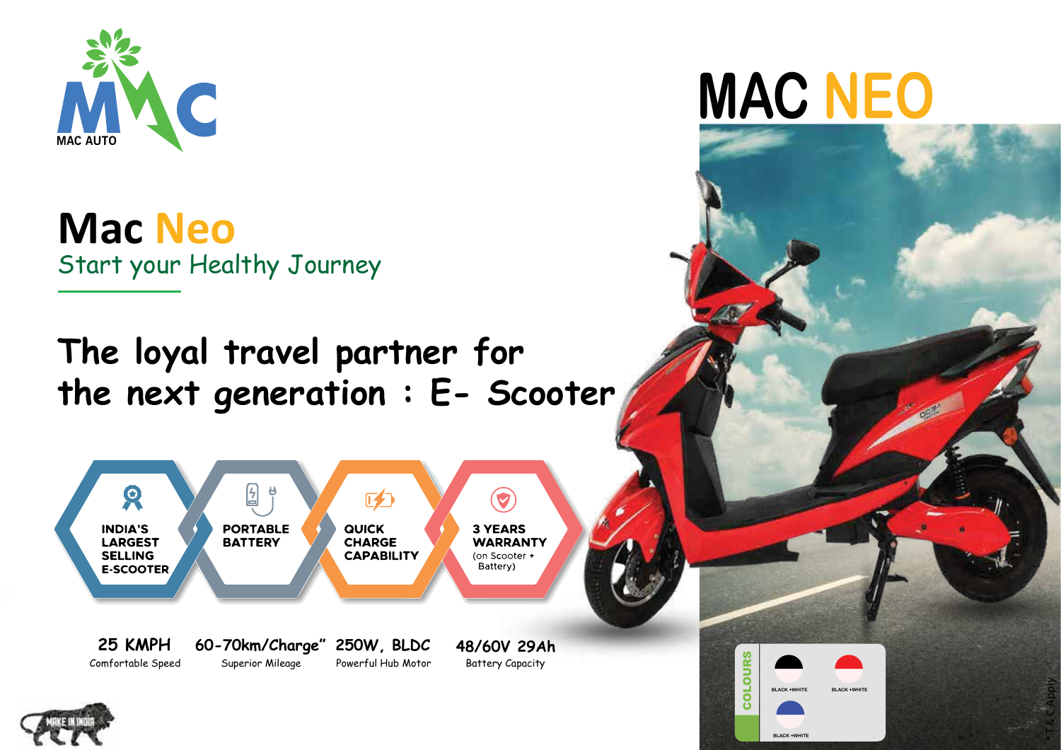MAC AUTO

# MAC NEO

## Mac Neo

*Start your Healthy Journey*

## The loyal travel partner for the next generation : E- Scooter

- INDIA'S LARGEST SELLING E-SCOOTER
- PORTABLE BATTERY
- QUICK CHARGE CAPABILITY
- 3 YEARS WARRANTY (on Scooter + Battery)

**25 KMPH**
Comfortable Speed

**60-70km/Charge"**
Superior Mileage

**250W, BLDC**
Powerful Hub Motor

**48/60V 29Ah**
Battery Capacity

COLOURS

- BLACK +WHITE
- BLACK +WHITE
- BLACK +WHITE

MAKE IN INDIA

*T&C Apply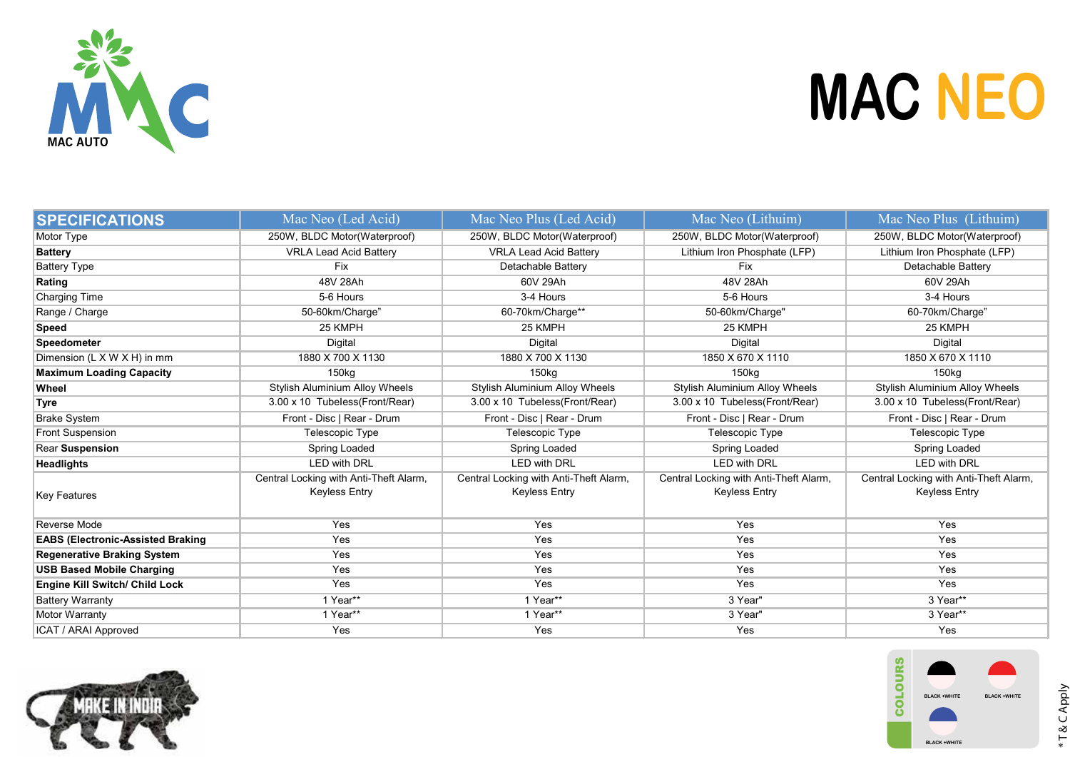MAC AUTO

# MAC NEO

| SPECIFICATIONS | Mac Neo (Led Acid) | Mac Neo Plus (Led Acid) | Mac Neo (Lithuim) | Mac Neo Plus (Lithuim) |
|---|---|---|---|---|
| Motor Type | 250W, BLDC Motor(Waterproof) | 250W, BLDC Motor(Waterproof) | 250W, BLDC Motor(Waterproof) | 250W, BLDC Motor(Waterproof) |
| **Battery** | VRLA Lead Acid Battery | VRLA Lead Acid Battery | Lithium Iron Phosphate (LFP) | Lithium Iron Phosphate (LFP) |
| Battery Type | Fix | Detachable Battery | Fix | Detachable Battery |
| **Rating** | 48V 28Ah | 60V 29Ah | 48V 28Ah | 60V 29Ah |
| Charging Time | 5-6 Hours | 3-4 Hours | 5-6 Hours | 3-4 Hours |
| Range / Charge | 50-60km/Charge" | 60-70km/Charge** | 50-60km/Charge" | 60-70km/Charge" |
| **Speed** | 25 KMPH | 25 KMPH | 25 KMPH | 25 KMPH |
| **Speedometer** | Digital | Digital | Digital | Digital |
| Dimension (L X W X H) in mm | 1880 X 700 X 1130 | 1880 X 700 X 1130 | 1850 X 670 X 1110 | 1850 X 670 X 1110 |
| **Maximum Loading Capacity** | 150kg | 150kg | 150kg | 150kg |
| **Wheel** | Stylish Aluminium Alloy Wheels | Stylish Aluminium Alloy Wheels | Stylish Aluminium Alloy Wheels | Stylish Aluminium Alloy Wheels |
| **Tyre** | 3.00 x 10 Tubeless(Front/Rear) | 3.00 x 10 Tubeless(Front/Rear) | 3.00 x 10 Tubeless(Front/Rear) | 3.00 x 10 Tubeless(Front/Rear) |
| Brake System | Front - Disc \| Rear - Drum | Front - Disc \| Rear - Drum | Front - Disc \| Rear - Drum | Front - Disc \| Rear - Drum |
| Front Suspension | Telescopic Type | Telescopic Type | Telescopic Type | Telescopic Type |
| Rear **Suspension** | Spring Loaded | Spring Loaded | Spring Loaded | Spring Loaded |
| **Headlights** | LED with DRL | LED with DRL | LED with DRL | LED with DRL |
| Key Features | Central Locking with Anti-Theft Alarm, Keyless Entry | Central Locking with Anti-Theft Alarm, Keyless Entry | Central Locking with Anti-Theft Alarm, Keyless Entry | Central Locking with Anti-Theft Alarm, Keyless Entry |
| Reverse Mode | Yes | Yes | Yes | Yes |
| **EABS (Electronic-Assisted Braking** | Yes | Yes | Yes | Yes |
| **Regenerative Braking System** | Yes | Yes | Yes | Yes |
| **USB Based Mobile Charging** | Yes | Yes | Yes | Yes |
| **Engine Kill Switch/ Child Lock** | Yes | Yes | Yes | Yes |
| Battery Warranty | 1 Year** | 1 Year** | 3 Year" | 3 Year** |
| Motor Warranty | 1 Year** | 1 Year** | 3 Year" | 3 Year** |
| ICAT / ARAI Approved | Yes | Yes | Yes | Yes |

MAKE IN INDIA

COLOURS

BLACK +WHITE

BLACK +WHITE

BLACK +WHITE

* T&C Apply